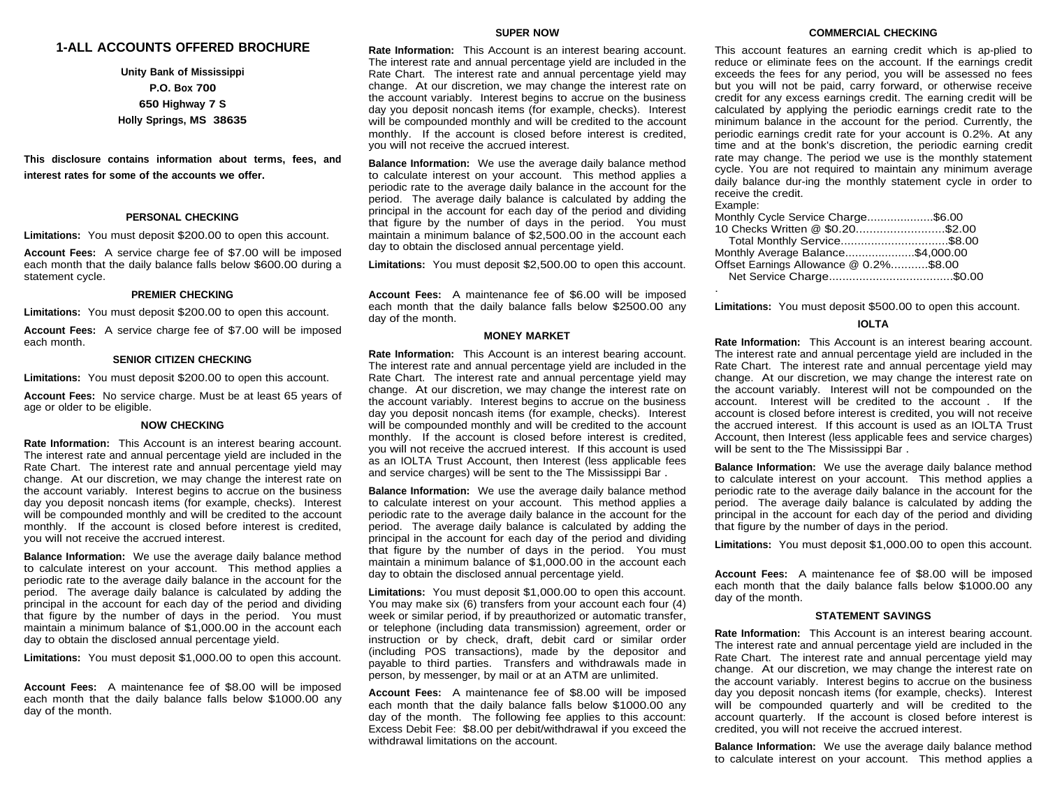# 1-ALL ACCOUNTS OFFERED BROCHURE

**Unity Bank of Mississippi**
**P.O. Box 700**
**650 Highway 7 S**
**Holly Springs, MS 38635**

**This disclosure contains information about terms, fees, and interest rates for some of the accounts we offer.**

## PERSONAL CHECKING

**Limitations:** You must deposit $200.00 to open this account.

**Account Fees:** A service charge fee of $7.00 will be imposed each month that the daily balance falls below $600.00 during a statement cycle.

## PREMIER CHECKING

**Limitations:** You must deposit $200.00 to open this account.

**Account Fees:** A service charge fee of $7.00 will be imposed each month.

## SENIOR CITIZEN CHECKING

**Limitations:** You must deposit $200.00 to open this account.

**Account Fees:** No service charge. Must be at least 65 years of age or older to be eligible.

## NOW CHECKING

**Rate Information:** This Account is an interest bearing account. The interest rate and annual percentage yield are included in the Rate Chart. The interest rate and annual percentage yield may change. At our discretion, we may change the interest rate on the account variably. Interest begins to accrue on the business day you deposit noncash items (for example, checks). Interest will be compounded monthly and will be credited to the account monthly. If the account is closed before interest is credited, you will not receive the accrued interest.

**Balance Information:** We use the average daily balance method to calculate interest on your account. This method applies a periodic rate to the average daily balance in the account for the period. The average daily balance is calculated by adding the principal in the account for each day of the period and dividing that figure by the number of days in the period. You must maintain a minimum balance of $1,000.00 in the account each day to obtain the disclosed annual percentage yield.

**Limitations:** You must deposit $1,000.00 to open this account.

**Account Fees:** A maintenance fee of $8.00 will be imposed each month that the daily balance falls below $1000.00 any day of the month.

## SUPER NOW

**Rate Information:** This Account is an interest bearing account. The interest rate and annual percentage yield are included in the Rate Chart. The interest rate and annual percentage yield may change. At our discretion, we may change the interest rate on the account variably. Interest begins to accrue on the business day you deposit noncash items (for example, checks). Interest will be compounded monthly and will be credited to the account monthly. If the account is closed before interest is credited, you will not receive the accrued interest.

**Balance Information:** We use the average daily balance method to calculate interest on your account. This method applies a periodic rate to the average daily balance in the account for the period. The average daily balance is calculated by adding the principal in the account for each day of the period and dividing that figure by the number of days in the period. You must maintain a minimum balance of $2,500.00 in the account each day to obtain the disclosed annual percentage yield.

**Limitations:** You must deposit $2,500.00 to open this account.

**Account Fees:** A maintenance fee of $6.00 will be imposed each month that the daily balance falls below $2500.00 any day of the month.

## MONEY MARKET

**Rate Information:** This Account is an interest bearing account. The interest rate and annual percentage yield are included in the Rate Chart. The interest rate and annual percentage yield may change. At our discretion, we may change the interest rate on the account variably. Interest begins to accrue on the business day you deposit noncash items (for example, checks). Interest will be compounded monthly and will be credited to the account monthly. If the account is closed before interest is credited, you will not receive the accrued interest. If this account is used as an IOLTA Trust Account, then Interest (less applicable fees and service charges) will be sent to the The Mississippi Bar .

**Balance Information:** We use the average daily balance method to calculate interest on your account. This method applies a periodic rate to the average daily balance in the account for the period. The average daily balance is calculated by adding the principal in the account for each day of the period and dividing that figure by the number of days in the period. You must maintain a minimum balance of $1,000.00 in the account each day to obtain the disclosed annual percentage yield.

**Limitations:** You must deposit $1,000.00 to open this account. You may make six (6) transfers from your account each four (4) week or similar period, if by preauthorized or automatic transfer, or telephone (including data transmission) agreement, order or instruction or by check, draft, debit card or similar order (including POS transactions), made by the depositor and payable to third parties. Transfers and withdrawals made in person, by messenger, by mail or at an ATM are unlimited.

**Account Fees:** A maintenance fee of $8.00 will be imposed each month that the daily balance falls below $1000.00 any day of the month. The following fee applies to this account: Excess Debit Fee: $8.00 per debit/withdrawal if you exceed the withdrawal limitations on the account.

## COMMERCIAL CHECKING

This account features an earning credit which is ap-plied to reduce or eliminate fees on the account. If the earnings credit exceeds the fees for any period, you will be assessed no fees but you will not be paid, carry forward, or otherwise receive credit for any excess earnings credit. The earning credit will be calculated by applying the periodic earnings credit rate to the minimum balance in the account for the period. Currently, the periodic earnings credit rate for your account is 0.2%. At any time and at the bonk's discretion, the periodic earning credit rate may change. The period we use is the monthly statement cycle. You are not required to maintain any minimum average daily balance dur-ing the monthly statement cycle in order to receive the credit.

Example:

Monthly Cycle Service Charge....................$6.00
10 Checks Written @ $0.20..........................$2.00
   Total Monthly Service................................$8.00
Monthly Average Balance.....................$4,000.00
Offset Earnings Allowance @ 0.2%...........$8.00
   Net Service Charge.....................................$0.00

.

**Limitations:** You must deposit $500.00 to open this account.

## IOLTA

**Rate Information:** This Account is an interest bearing account. The interest rate and annual percentage yield are included in the Rate Chart. The interest rate and annual percentage yield may change. At our discretion, we may change the interest rate on the account variably. Interest will not be compounded on the account. Interest will be credited to the account . If the account is closed before interest is credited, you will not receive the accrued interest. If this account is used as an IOLTA Trust Account, then Interest (less applicable fees and service charges) will be sent to the The Mississippi Bar .

**Balance Information:** We use the average daily balance method to calculate interest on your account. This method applies a periodic rate to the average daily balance in the account for the period. The average daily balance is calculated by adding the principal in the account for each day of the period and dividing that figure by the number of days in the period.

**Limitations:** You must deposit $1,000.00 to open this account.

**Account Fees:** A maintenance fee of $8.00 will be imposed each month that the daily balance falls below $1000.00 any day of the month.

## STATEMENT SAVINGS

**Rate Information:** This Account is an interest bearing account. The interest rate and annual percentage yield are included in the Rate Chart. The interest rate and annual percentage yield may change. At our discretion, we may change the interest rate on the account variably. Interest begins to accrue on the business day you deposit noncash items (for example, checks). Interest will be compounded quarterly and will be credited to the account quarterly. If the account is closed before interest is credited, you will not receive the accrued interest.

**Balance Information:** We use the average daily balance method to calculate interest on your account. This method applies a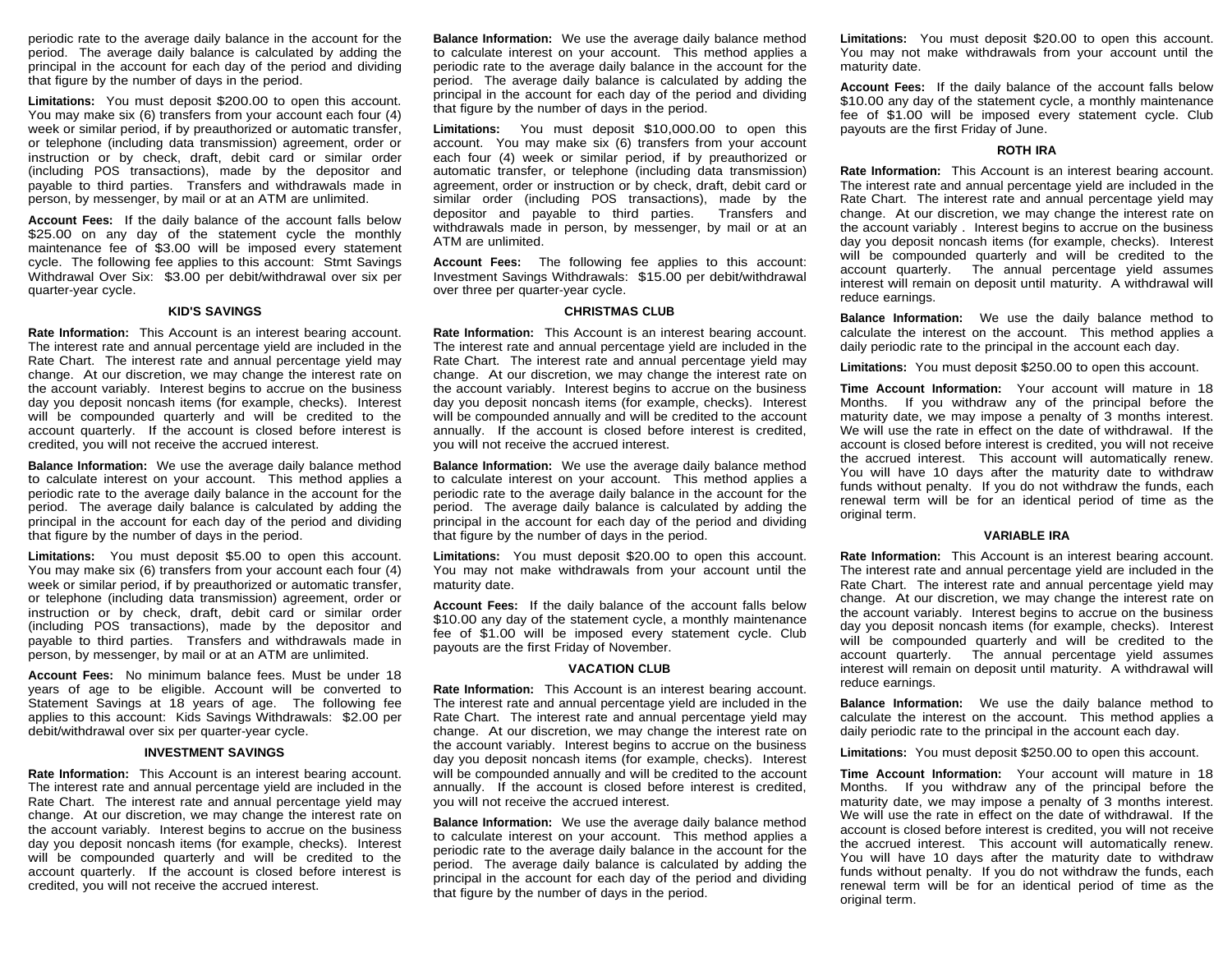periodic rate to the average daily balance in the account for the period. The average daily balance is calculated by adding the principal in the account for each day of the period and dividing that figure by the number of days in the period.

**Limitations:** You must deposit $200.00 to open this account. You may make six (6) transfers from your account each four (4) week or similar period, if by preauthorized or automatic transfer, or telephone (including data transmission) agreement, order or instruction or by check, draft, debit card or similar order (including POS transactions), made by the depositor and payable to third parties. Transfers and withdrawals made in person, by messenger, by mail or at an ATM are unlimited.

**Account Fees:** If the daily balance of the account falls below $25.00 on any day of the statement cycle the monthly maintenance fee of $3.00 will be imposed every statement cycle. The following fee applies to this account: Stmt Savings Withdrawal Over Six: $3.00 per debit/withdrawal over six per quarter-year cycle.

### KID'S SAVINGS

**Rate Information:** This Account is an interest bearing account. The interest rate and annual percentage yield are included in the Rate Chart. The interest rate and annual percentage yield may change. At our discretion, we may change the interest rate on the account variably. Interest begins to accrue on the business day you deposit noncash items (for example, checks). Interest will be compounded quarterly and will be credited to the account quarterly. If the account is closed before interest is credited, you will not receive the accrued interest.

**Balance Information:** We use the average daily balance method to calculate interest on your account. This method applies a periodic rate to the average daily balance in the account for the period. The average daily balance is calculated by adding the principal in the account for each day of the period and dividing that figure by the number of days in the period.

**Limitations:** You must deposit $5.00 to open this account. You may make six (6) transfers from your account each four (4) week or similar period, if by preauthorized or automatic transfer, or telephone (including data transmission) agreement, order or instruction or by check, draft, debit card or similar order (including POS transactions), made by the depositor and payable to third parties. Transfers and withdrawals made in person, by messenger, by mail or at an ATM are unlimited.

**Account Fees:** No minimum balance fees. Must be under 18 years of age to be eligible. Account will be converted to Statement Savings at 18 years of age. The following fee applies to this account: Kids Savings Withdrawals: $2.00 per debit/withdrawal over six per quarter-year cycle.

### INVESTMENT SAVINGS

**Rate Information:** This Account is an interest bearing account. The interest rate and annual percentage yield are included in the Rate Chart. The interest rate and annual percentage yield may change. At our discretion, we may change the interest rate on the account variably. Interest begins to accrue on the business day you deposit noncash items (for example, checks). Interest will be compounded quarterly and will be credited to the account quarterly. If the account is closed before interest is credited, you will not receive the accrued interest.

**Balance Information:** We use the average daily balance method to calculate interest on your account. This method applies a periodic rate to the average daily balance in the account for the period. The average daily balance is calculated by adding the principal in the account for each day of the period and dividing that figure by the number of days in the period.

**Limitations:** You must deposit $10,000.00 to open this account. You may make six (6) transfers from your account each four (4) week or similar period, if by preauthorized or automatic transfer, or telephone (including data transmission) agreement, order or instruction or by check, draft, debit card or similar order (including POS transactions), made by the depositor and payable to third parties. Transfers and withdrawals made in person, by messenger, by mail or at an ATM are unlimited.

**Account Fees:** The following fee applies to this account: Investment Savings Withdrawals: $15.00 per debit/withdrawal over three per quarter-year cycle.

### CHRISTMAS CLUB

**Rate Information:** This Account is an interest bearing account. The interest rate and annual percentage yield are included in the Rate Chart. The interest rate and annual percentage yield may change. At our discretion, we may change the interest rate on the account variably. Interest begins to accrue on the business day you deposit noncash items (for example, checks). Interest will be compounded annually and will be credited to the account annually. If the account is closed before interest is credited, you will not receive the accrued interest.

**Balance Information:** We use the average daily balance method to calculate interest on your account. This method applies a periodic rate to the average daily balance in the account for the period. The average daily balance is calculated by adding the principal in the account for each day of the period and dividing that figure by the number of days in the period.

**Limitations:** You must deposit $20.00 to open this account. You may not make withdrawals from your account until the maturity date.

**Account Fees:** If the daily balance of the account falls below $10.00 any day of the statement cycle, a monthly maintenance fee of $1.00 will be imposed every statement cycle. Club payouts are the first Friday of November.

### VACATION CLUB

**Rate Information:** This Account is an interest bearing account. The interest rate and annual percentage yield are included in the Rate Chart. The interest rate and annual percentage yield may change. At our discretion, we may change the interest rate on the account variably. Interest begins to accrue on the business day you deposit noncash items (for example, checks). Interest will be compounded annually and will be credited to the account annually. If the account is closed before interest is credited, you will not receive the accrued interest.

**Balance Information:** We use the average daily balance method to calculate interest on your account. This method applies a periodic rate to the average daily balance in the account for the period. The average daily balance is calculated by adding the principal in the account for each day of the period and dividing that figure by the number of days in the period.

**Limitations:** You must deposit $20.00 to open this account. You may not make withdrawals from your account until the maturity date.

**Account Fees:** If the daily balance of the account falls below $10.00 any day of the statement cycle, a monthly maintenance fee of $1.00 will be imposed every statement cycle. Club payouts are the first Friday of June.

### ROTH IRA

**Rate Information:** This Account is an interest bearing account. The interest rate and annual percentage yield are included in the Rate Chart. The interest rate and annual percentage yield may change. At our discretion, we may change the interest rate on the account variably . Interest begins to accrue on the business day you deposit noncash items (for example, checks). Interest will be compounded quarterly and will be credited to the account quarterly. The annual percentage yield assumes interest will remain on deposit until maturity. A withdrawal will reduce earnings.

**Balance Information:** We use the daily balance method to calculate the interest on the account. This method applies a daily periodic rate to the principal in the account each day.

**Limitations:** You must deposit $250.00 to open this account.

**Time Account Information:** Your account will mature in 18 Months. If you withdraw any of the principal before the maturity date, we may impose a penalty of 3 months interest. We will use the rate in effect on the date of withdrawal. If the account is closed before interest is credited, you will not receive the accrued interest. This account will automatically renew. You will have 10 days after the maturity date to withdraw funds without penalty. If you do not withdraw the funds, each renewal term will be for an identical period of time as the original term.

### VARIABLE IRA

**Rate Information:** This Account is an interest bearing account. The interest rate and annual percentage yield are included in the Rate Chart. The interest rate and annual percentage yield may change. At our discretion, we may change the interest rate on the account variably. Interest begins to accrue on the business day you deposit noncash items (for example, checks). Interest will be compounded quarterly and will be credited to the account quarterly. The annual percentage yield assumes interest will remain on deposit until maturity. A withdrawal will reduce earnings.

**Balance Information:** We use the daily balance method to calculate the interest on the account. This method applies a daily periodic rate to the principal in the account each day.

**Limitations:** You must deposit $250.00 to open this account.

**Time Account Information:** Your account will mature in 18 Months. If you withdraw any of the principal before the maturity date, we may impose a penalty of 3 months interest. We will use the rate in effect on the date of withdrawal. If the account is closed before interest is credited, you will not receive the accrued interest. This account will automatically renew. You will have 10 days after the maturity date to withdraw funds without penalty. If you do not withdraw the funds, each renewal term will be for an identical period of time as the original term.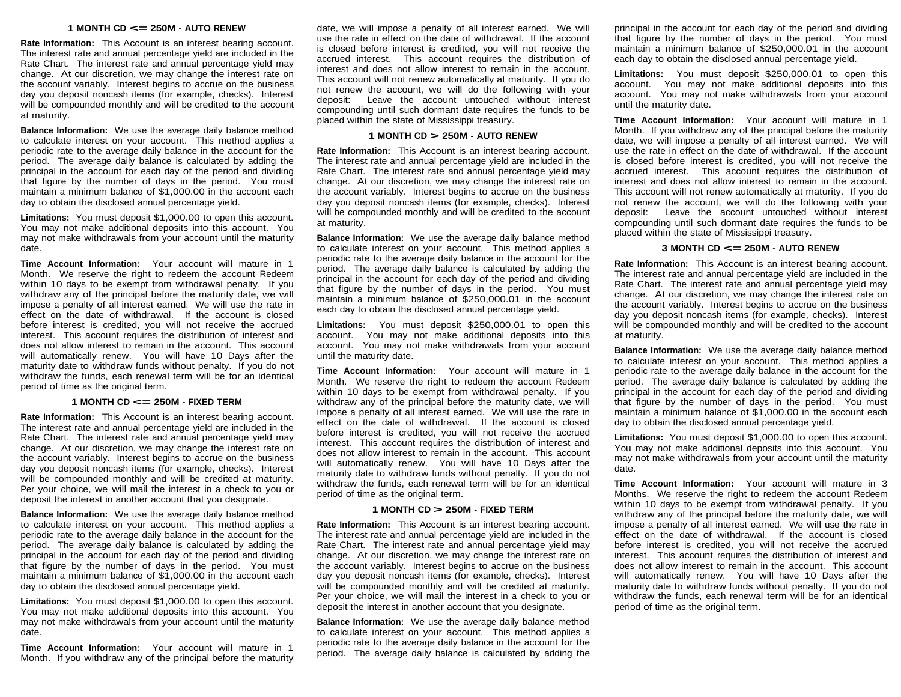### 1 MONTH CD <= 250M - AUTO RENEW

**Rate Information:** This Account is an interest bearing account. The interest rate and annual percentage yield are included in the Rate Chart. The interest rate and annual percentage yield may change. At our discretion, we may change the interest rate on the account variably. Interest begins to accrue on the business day you deposit noncash items (for example, checks). Interest will be compounded monthly and will be credited to the account at maturity.

**Balance Information:** We use the average daily balance method to calculate interest on your account. This method applies a periodic rate to the average daily balance in the account for the period. The average daily balance is calculated by adding the principal in the account for each day of the period and dividing that figure by the number of days in the period. You must maintain a minimum balance of $1,000.00 in the account each day to obtain the disclosed annual percentage yield.

**Limitations:** You must deposit $1,000.00 to open this account. You may not make additional deposits into this account. You may not make withdrawals from your account until the maturity date.

**Time Account Information:** Your account will mature in 1 Month. We reserve the right to redeem the account Redeem within 10 days to be exempt from withdrawal penalty. If you withdraw any of the principal before the maturity date, we will impose a penalty of all interest earned. We will use the rate in effect on the date of withdrawal. If the account is closed before interest is credited, you will not receive the accrued interest. This account requires the distribution of interest and does not allow interest to remain in the account. This account will automatically renew. You will have 10 Days after the maturity date to withdraw funds without penalty. If you do not withdraw the funds, each renewal term will be for an identical period of time as the original term.

### 1 MONTH CD <= 250M - FIXED TERM

**Rate Information:** This Account is an interest bearing account. The interest rate and annual percentage yield are included in the Rate Chart. The interest rate and annual percentage yield may change. At our discretion, we may change the interest rate on the account variably. Interest begins to accrue on the business day you deposit noncash items (for example, checks). Interest will be compounded monthly and will be credited at maturity. Per your choice, we will mail the interest in a check to you or deposit the interest in another account that you designate.

**Balance Information:** We use the average daily balance method to calculate interest on your account. This method applies a periodic rate to the average daily balance in the account for the period. The average daily balance is calculated by adding the principal in the account for each day of the period and dividing that figure by the number of days in the period. You must maintain a minimum balance of $1,000.00 in the account each day to obtain the disclosed annual percentage yield.

**Limitations:** You must deposit $1,000.00 to open this account. You may not make additional deposits into this account. You may not make withdrawals from your account until the maturity date.

**Time Account Information:** Your account will mature in 1 Month. If you withdraw any of the principal before the maturity date, we will impose a penalty of all interest earned. We will use the rate in effect on the date of withdrawal. If the account is closed before interest is credited, you will not receive the accrued interest. This account requires the distribution of interest and does not allow interest to remain in the account. This account will not renew automatically at maturity. If you do not renew the account, we will do the following with your deposit: Leave the account untouched without interest compounding until such dormant date requires the funds to be placed within the state of Mississippi treasury.

### 1 MONTH CD > 250M - AUTO RENEW

**Rate Information:** This Account is an interest bearing account. The interest rate and annual percentage yield are included in the Rate Chart. The interest rate and annual percentage yield may change. At our discretion, we may change the interest rate on the account variably. Interest begins to accrue on the business day you deposit noncash items (for example, checks). Interest will be compounded monthly and will be credited to the account at maturity.

**Balance Information:** We use the average daily balance method to calculate interest on your account. This method applies a periodic rate to the average daily balance in the account for the period. The average daily balance is calculated by adding the principal in the account for each day of the period and dividing that figure by the number of days in the period. You must maintain a minimum balance of $250,000.01 in the account each day to obtain the disclosed annual percentage yield.

**Limitations:** You must deposit $250,000.01 to open this account. You may not make additional deposits into this account. You may not make withdrawals from your account until the maturity date.

**Time Account Information:** Your account will mature in 1 Month. We reserve the right to redeem the account Redeem within 10 days to be exempt from withdrawal penalty. If you withdraw any of the principal before the maturity date, we will impose a penalty of all interest earned. We will use the rate in effect on the date of withdrawal. If the account is closed before interest is credited, you will not receive the accrued interest. This account requires the distribution of interest and does not allow interest to remain in the account. This account will automatically renew. You will have 10 Days after the maturity date to withdraw funds without penalty. If you do not withdraw the funds, each renewal term will be for an identical period of time as the original term.

### 1 MONTH CD > 250M - FIXED TERM

**Rate Information:** This Account is an interest bearing account. The interest rate and annual percentage yield are included in the Rate Chart. The interest rate and annual percentage yield may change. At our discretion, we may change the interest rate on the account variably. Interest begins to accrue on the business day you deposit noncash items (for example, checks). Interest will be compounded monthly and will be credited at maturity. Per your choice, we will mail the interest in a check to you or deposit the interest in another account that you designate.

**Balance Information:** We use the average daily balance method to calculate interest on your account. This method applies a periodic rate to the average daily balance in the account for the period. The average daily balance is calculated by adding the principal in the account for each day of the period and dividing that figure by the number of days in the period. You must maintain a minimum balance of $250,000.01 in the account each day to obtain the disclosed annual percentage yield.

**Limitations:** You must deposit $250,000.01 to open this account. You may not make additional deposits into this account. You may not make withdrawals from your account until the maturity date.

**Time Account Information:** Your account will mature in 1 Month. If you withdraw any of the principal before the maturity date, we will impose a penalty of all interest earned. We will use the rate in effect on the date of withdrawal. If the account is closed before interest is credited, you will not receive the accrued interest. This account requires the distribution of interest and does not allow interest to remain in the account. This account will not renew automatically at maturity. If you do not renew the account, we will do the following with your deposit: Leave the account untouched without interest compounding until such dormant date requires the funds to be placed within the state of Mississippi treasury.

### 3 MONTH CD <= 250M - AUTO RENEW

**Rate Information:** This Account is an interest bearing account. The interest rate and annual percentage yield are included in the Rate Chart. The interest rate and annual percentage yield may change. At our discretion, we may change the interest rate on the account variably. Interest begins to accrue on the business day you deposit noncash items (for example, checks). Interest will be compounded monthly and will be credited to the account at maturity.

**Balance Information:** We use the average daily balance method to calculate interest on your account. This method applies a periodic rate to the average daily balance in the account for the period. The average daily balance is calculated by adding the principal in the account for each day of the period and dividing that figure by the number of days in the period. You must maintain a minimum balance of $1,000.00 in the account each day to obtain the disclosed annual percentage yield.

**Limitations:** You must deposit $1,000.00 to open this account. You may not make additional deposits into this account. You may not make withdrawals from your account until the maturity date.

**Time Account Information:** Your account will mature in 3 Months. We reserve the right to redeem the account Redeem within 10 days to be exempt from withdrawal penalty. If you withdraw any of the principal before the maturity date, we will impose a penalty of all interest earned. We will use the rate in effect on the date of withdrawal. If the account is closed before interest is credited, you will not receive the accrued interest. This account requires the distribution of interest and does not allow interest to remain in the account. This account will automatically renew. You will have 10 Days after the maturity date to withdraw funds without penalty. If you do not withdraw the funds, each renewal term will be for an identical period of time as the original term.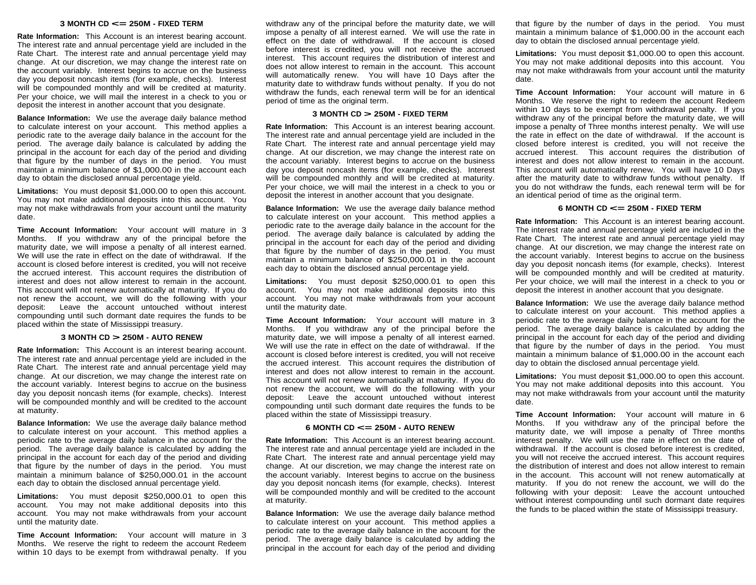### 3 MONTH CD <= 250M - FIXED TERM

**Rate Information:** This Account is an interest bearing account. The interest rate and annual percentage yield are included in the Rate Chart. The interest rate and annual percentage yield may change. At our discretion, we may change the interest rate on the account variably. Interest begins to accrue on the business day you deposit noncash items (for example, checks). Interest will be compounded monthly and will be credited at maturity. Per your choice, we will mail the interest in a check to you or deposit the interest in another account that you designate.

**Balance Information:** We use the average daily balance method to calculate interest on your account. This method applies a periodic rate to the average daily balance in the account for the period. The average daily balance is calculated by adding the principal in the account for each day of the period and dividing that figure by the number of days in the period. You must maintain a minimum balance of $1,000.00 in the account each day to obtain the disclosed annual percentage yield.

**Limitations:** You must deposit $1,000.00 to open this account. You may not make additional deposits into this account. You may not make withdrawals from your account until the maturity date.

**Time Account Information:** Your account will mature in 3 Months. If you withdraw any of the principal before the maturity date, we will impose a penalty of all interest earned. We will use the rate in effect on the date of withdrawal. If the account is closed before interest is credited, you will not receive the accrued interest. This account requires the distribution of interest and does not allow interest to remain in the account. This account will not renew automatically at maturity. If you do not renew the account, we will do the following with your deposit: Leave the account untouched without interest compounding until such dormant date requires the funds to be placed within the state of Mississippi treasury.

### 3 MONTH CD > 250M - AUTO RENEW

**Rate Information:** This Account is an interest bearing account. The interest rate and annual percentage yield are included in the Rate Chart. The interest rate and annual percentage yield may change. At our discretion, we may change the interest rate on the account variably. Interest begins to accrue on the business day you deposit noncash items (for example, checks). Interest will be compounded monthly and will be credited to the account at maturity.

**Balance Information:** We use the average daily balance method to calculate interest on your account. This method applies a periodic rate to the average daily balance in the account for the period. The average daily balance is calculated by adding the principal in the account for each day of the period and dividing that figure by the number of days in the period. You must maintain a minimum balance of $250,000.01 in the account each day to obtain the disclosed annual percentage yield.

**Limitations:** You must deposit $250,000.01 to open this account. You may not make additional deposits into this account. You may not make withdrawals from your account until the maturity date.

**Time Account Information:** Your account will mature in 3 Months. We reserve the right to redeem the account Redeem within 10 days to be exempt from withdrawal penalty. If you withdraw any of the principal before the maturity date, we will impose a penalty of all interest earned. We will use the rate in effect on the date of withdrawal. If the account is closed before interest is credited, you will not receive the accrued interest. This account requires the distribution of interest and does not allow interest to remain in the account. This account will automatically renew. You will have 10 Days after the maturity date to withdraw funds without penalty. If you do not withdraw the funds, each renewal term will be for an identical period of time as the original term.

### 3 MONTH CD > 250M - FIXED TERM

**Rate Information:** This Account is an interest bearing account. The interest rate and annual percentage yield are included in the Rate Chart. The interest rate and annual percentage yield may change. At our discretion, we may change the interest rate on the account variably. Interest begins to accrue on the business day you deposit noncash items (for example, checks). Interest will be compounded monthly and will be credited at maturity. Per your choice, we will mail the interest in a check to you or deposit the interest in another account that you designate.

**Balance Information:** We use the average daily balance method to calculate interest on your account. This method applies a periodic rate to the average daily balance in the account for the period. The average daily balance is calculated by adding the principal in the account for each day of the period and dividing that figure by the number of days in the period. You must maintain a minimum balance of $250,000.01 in the account each day to obtain the disclosed annual percentage yield.

**Limitations:** You must deposit $250,000.01 to open this account. You may not make additional deposits into this account. You may not make withdrawals from your account until the maturity date.

**Time Account Information:** Your account will mature in 3 Months. If you withdraw any of the principal before the maturity date, we will impose a penalty of all interest earned. We will use the rate in effect on the date of withdrawal. If the account is closed before interest is credited, you will not receive the accrued interest. This account requires the distribution of interest and does not allow interest to remain in the account. This account will not renew automatically at maturity. If you do not renew the account, we will do the following with your deposit: Leave the account untouched without interest compounding until such dormant date requires the funds to be placed within the state of Mississippi treasury.

### 6 MONTH CD <= 250M - AUTO RENEW

**Rate Information:** This Account is an interest bearing account. The interest rate and annual percentage yield are included in the Rate Chart. The interest rate and annual percentage yield may change. At our discretion, we may change the interest rate on the account variably. Interest begins to accrue on the business day you deposit noncash items (for example, checks). Interest will be compounded monthly and will be credited to the account at maturity.

**Balance Information:** We use the average daily balance method to calculate interest on your account. This method applies a periodic rate to the average daily balance in the account for the period. The average daily balance is calculated by adding the principal in the account for each day of the period and dividing that figure by the number of days in the period. You must maintain a minimum balance of $1,000.00 in the account each day to obtain the disclosed annual percentage yield.

**Limitations:** You must deposit $1,000.00 to open this account. You may not make additional deposits into this account. You may not make withdrawals from your account until the maturity date.

**Time Account Information:** Your account will mature in 6 Months. We reserve the right to redeem the account Redeem within 10 days to be exempt from withdrawal penalty. If you withdraw any of the principal before the maturity date, we will impose a penalty of Three months interest penalty. We will use the rate in effect on the date of withdrawal. If the account is closed before interest is credited, you will not receive the accrued interest. This account requires the distribution of interest and does not allow interest to remain in the account. This account will automatically renew. You will have 10 Days after the maturity date to withdraw funds without penalty. If you do not withdraw the funds, each renewal term will be for an identical period of time as the original term.

### 6 MONTH CD <= 250M - FIXED TERM

**Rate Information:** This Account is an interest bearing account. The interest rate and annual percentage yield are included in the Rate Chart. The interest rate and annual percentage yield may change. At our discretion, we may change the interest rate on the account variably. Interest begins to accrue on the business day you deposit noncash items (for example, checks). Interest will be compounded monthly and will be credited at maturity. Per your choice, we will mail the interest in a check to you or deposit the interest in another account that you designate.

**Balance Information:** We use the average daily balance method to calculate interest on your account. This method applies a periodic rate to the average daily balance in the account for the period. The average daily balance is calculated by adding the principal in the account for each day of the period and dividing that figure by the number of days in the period. You must maintain a minimum balance of $1,000.00 in the account each day to obtain the disclosed annual percentage yield.

**Limitations:** You must deposit $1,000.00 to open this account. You may not make additional deposits into this account. You may not make withdrawals from your account until the maturity date.

**Time Account Information:** Your account will mature in 6 Months. If you withdraw any of the principal before the maturity date, we will impose a penalty of Three months interest penalty. We will use the rate in effect on the date of withdrawal. If the account is closed before interest is credited, you will not receive the accrued interest. This account requires the distribution of interest and does not allow interest to remain in the account. This account will not renew automatically at maturity. If you do not renew the account, we will do the following with your deposit: Leave the account untouched without interest compounding until such dormant date requires the funds to be placed within the state of Mississippi treasury.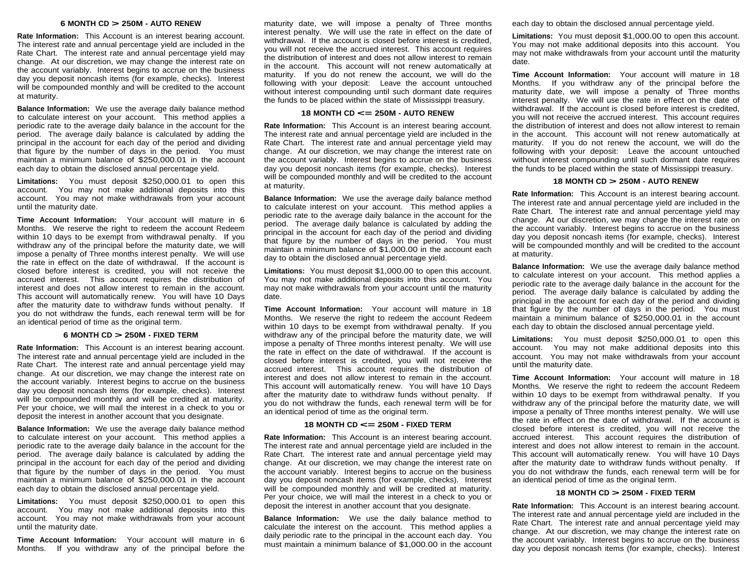### 6 MONTH CD > 250M - AUTO RENEW

**Rate Information:** This Account is an interest bearing account. The interest rate and annual percentage yield are included in the Rate Chart. The interest rate and annual percentage yield may change. At our discretion, we may change the interest rate on the account variably. Interest begins to accrue on the business day you deposit noncash items (for example, checks). Interest will be compounded monthly and will be credited to the account at maturity.

**Balance Information:** We use the average daily balance method to calculate interest on your account. This method applies a periodic rate to the average daily balance in the account for the period. The average daily balance is calculated by adding the principal in the account for each day of the period and dividing that figure by the number of days in the period. You must maintain a minimum balance of $250,000.01 in the account each day to obtain the disclosed annual percentage yield.

**Limitations:** You must deposit $250,000.01 to open this account. You may not make additional deposits into this account. You may not make withdrawals from your account until the maturity date.

**Time Account Information:** Your account will mature in 6 Months. We reserve the right to redeem the account Redeem within 10 days to be exempt from withdrawal penalty. If you withdraw any of the principal before the maturity date, we will impose a penalty of Three months interest penalty. We will use the rate in effect on the date of withdrawal. If the account is closed before interest is credited, you will not receive the accrued interest. This account requires the distribution of interest and does not allow interest to remain in the account. This account will automatically renew. You will have 10 Days after the maturity date to withdraw funds without penalty. If you do not withdraw the funds, each renewal term will be for an identical period of time as the original term.

### 6 MONTH CD > 250M - FIXED TERM

**Rate Information:** This Account is an interest bearing account. The interest rate and annual percentage yield are included in the Rate Chart. The interest rate and annual percentage yield may change. At our discretion, we may change the interest rate on the account variably. Interest begins to accrue on the business day you deposit noncash items (for example, checks). Interest will be compounded monthly and will be credited at maturity. Per your choice, we will mail the interest in a check to you or deposit the interest in another account that you designate.

**Balance Information:** We use the average daily balance method to calculate interest on your account. This method applies a periodic rate to the average daily balance in the account for the period. The average daily balance is calculated by adding the principal in the account for each day of the period and dividing that figure by the number of days in the period. You must maintain a minimum balance of $250,000.01 in the account each day to obtain the disclosed annual percentage yield.

**Limitations:** You must deposit $250,000.01 to open this account. You may not make additional deposits into this account. You may not make withdrawals from your account until the maturity date.

**Time Account Information:** Your account will mature in 6 Months. If you withdraw any of the principal before the maturity date, we will impose a penalty of Three months interest penalty. We will use the rate in effect on the date of withdrawal. If the account is closed before interest is credited, you will not receive the accrued interest. This account requires the distribution of interest and does not allow interest to remain in the account. This account will not renew automatically at maturity. If you do not renew the account, we will do the following with your deposit: Leave the account untouched without interest compounding until such dormant date requires the funds to be placed within the state of Mississippi treasury.

### 18 MONTH CD <= 250M - AUTO RENEW

**Rate Information:** This Account is an interest bearing account. The interest rate and annual percentage yield are included in the Rate Chart. The interest rate and annual percentage yield may change. At our discretion, we may change the interest rate on the account variably. Interest begins to accrue on the business day you deposit noncash items (for example, checks). Interest will be compounded monthly and will be credited to the account at maturity.

**Balance Information:** We use the average daily balance method to calculate interest on your account. This method applies a periodic rate to the average daily balance in the account for the period. The average daily balance is calculated by adding the principal in the account for each day of the period and dividing that figure by the number of days in the period. You must maintain a minimum balance of $1,000.00 in the account each day to obtain the disclosed annual percentage yield.

**Limitations:** You must deposit $1,000.00 to open this account. You may not make additional deposits into this account. You may not make withdrawals from your account until the maturity date.

**Time Account Information:** Your account will mature in 18 Months. We reserve the right to redeem the account Redeem within 10 days to be exempt from withdrawal penalty. If you withdraw any of the principal before the maturity date, we will impose a penalty of Three months interest penalty. We will use the rate in effect on the date of withdrawal. If the account is closed before interest is credited, you will not receive the accrued interest. This account requires the distribution of interest and does not allow interest to remain in the account. This account will automatically renew. You will have 10 Days after the maturity date to withdraw funds without penalty. If you do not withdraw the funds, each renewal term will be for an identical period of time as the original term.

### 18 MONTH CD <= 250M - FIXED TERM

**Rate Information:** This Account is an interest bearing account. The interest rate and annual percentage yield are included in the Rate Chart. The interest rate and annual percentage yield may change. At our discretion, we may change the interest rate on the account variably. Interest begins to accrue on the business day you deposit noncash items (for example, checks). Interest will be compounded monthly and will be credited at maturity. Per your choice, we will mail the interest in a check to you or deposit the interest in another account that you designate.

**Balance Information:** We use the daily balance method to calculate the interest on the account. This method applies a daily periodic rate to the principal in the account each day. You must maintain a minimum balance of $1,000.00 in the account each day to obtain the disclosed annual percentage yield.

**Limitations:** You must deposit $1,000.00 to open this account. You may not make additional deposits into this account. You may not make withdrawals from your account until the maturity date.

**Time Account Information:** Your account will mature in 18 Months. If you withdraw any of the principal before the maturity date, we will impose a penalty of Three months interest penalty. We will use the rate in effect on the date of withdrawal. If the account is closed before interest is credited, you will not receive the accrued interest. This account requires the distribution of interest and does not allow interest to remain in the account. This account will not renew automatically at maturity. If you do not renew the account, we will do the following with your deposit: Leave the account untouched without interest compounding until such dormant date requires the funds to be placed within the state of Mississippi treasury.

### 18 MONTH CD > 250M - AUTO RENEW

**Rate Information:** This Account is an interest bearing account. The interest rate and annual percentage yield are included in the Rate Chart. The interest rate and annual percentage yield may change. At our discretion, we may change the interest rate on the account variably. Interest begins to accrue on the business day you deposit noncash items (for example, checks). Interest will be compounded monthly and will be credited to the account at maturity.

**Balance Information:** We use the average daily balance method to calculate interest on your account. This method applies a periodic rate to the average daily balance in the account for the period. The average daily balance is calculated by adding the principal in the account for each day of the period and dividing that figure by the number of days in the period. You must maintain a minimum balance of $250,000.01 in the account each day to obtain the disclosed annual percentage yield.

**Limitations:** You must deposit $250,000.01 to open this account. You may not make additional deposits into this account. You may not make withdrawals from your account until the maturity date.

**Time Account Information:** Your account will mature in 18 Months. We reserve the right to redeem the account Redeem within 10 days to be exempt from withdrawal penalty. If you withdraw any of the principal before the maturity date, we will impose a penalty of Three months interest penalty. We will use the rate in effect on the date of withdrawal. If the account is closed before interest is credited, you will not receive the accrued interest. This account requires the distribution of interest and does not allow interest to remain in the account. This account will automatically renew. You will have 10 Days after the maturity date to withdraw funds without penalty. If you do not withdraw the funds, each renewal term will be for an identical period of time as the original term.

### 18 MONTH CD > 250M - FIXED TERM

**Rate Information:** This Account is an interest bearing account. The interest rate and annual percentage yield are included in the Rate Chart. The interest rate and annual percentage yield may change. At our discretion, we may change the interest rate on the account variably. Interest begins to accrue on the business day you deposit noncash items (for example, checks). Interest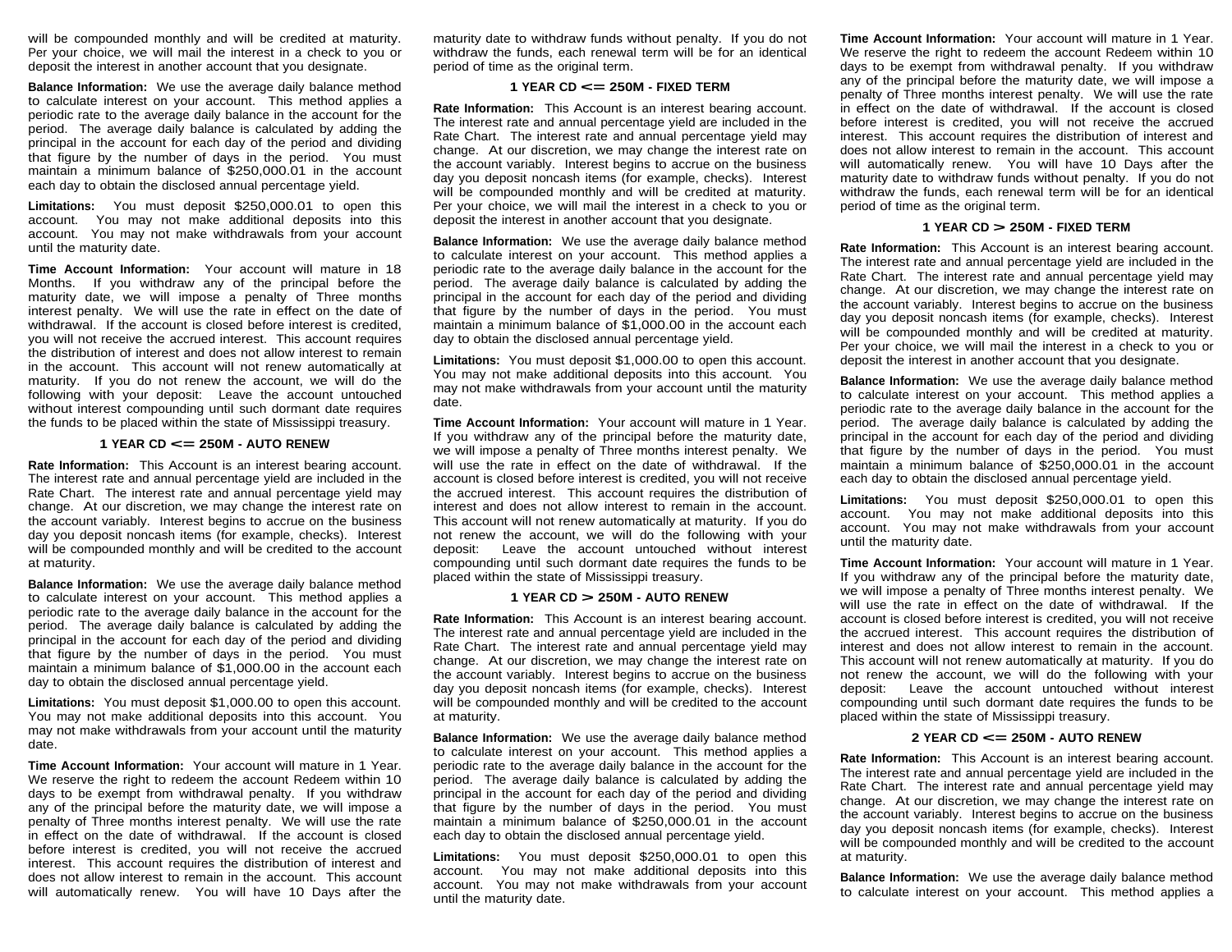will be compounded monthly and will be credited at maturity. Per your choice, we will mail the interest in a check to you or deposit the interest in another account that you designate.

**Balance Information:** We use the average daily balance method to calculate interest on your account. This method applies a periodic rate to the average daily balance in the account for the period. The average daily balance is calculated by adding the principal in the account for each day of the period and dividing that figure by the number of days in the period. You must maintain a minimum balance of $250,000.01 in the account each day to obtain the disclosed annual percentage yield.

**Limitations:** You must deposit $250,000.01 to open this account. You may not make additional deposits into this account. You may not make withdrawals from your account until the maturity date.

**Time Account Information:** Your account will mature in 18 Months. If you withdraw any of the principal before the maturity date, we will impose a penalty of Three months interest penalty. We will use the rate in effect on the date of withdrawal. If the account is closed before interest is credited, you will not receive the accrued interest. This account requires the distribution of interest and does not allow interest to remain in the account. This account will not renew automatically at maturity. If you do not renew the account, we will do the following with your deposit: Leave the account untouched without interest compounding until such dormant date requires the funds to be placed within the state of Mississippi treasury.

### 1 YEAR CD <= 250M - AUTO RENEW

**Rate Information:** This Account is an interest bearing account. The interest rate and annual percentage yield are included in the Rate Chart. The interest rate and annual percentage yield may change. At our discretion, we may change the interest rate on the account variably. Interest begins to accrue on the business day you deposit noncash items (for example, checks). Interest will be compounded monthly and will be credited to the account at maturity.

**Balance Information:** We use the average daily balance method to calculate interest on your account. This method applies a periodic rate to the average daily balance in the account for the period. The average daily balance is calculated by adding the principal in the account for each day of the period and dividing that figure by the number of days in the period. You must maintain a minimum balance of $1,000.00 in the account each day to obtain the disclosed annual percentage yield.

**Limitations:** You must deposit $1,000.00 to open this account. You may not make additional deposits into this account. You may not make withdrawals from your account until the maturity date.

**Time Account Information:** Your account will mature in 1 Year. We reserve the right to redeem the account Redeem within 10 days to be exempt from withdrawal penalty. If you withdraw any of the principal before the maturity date, we will impose a penalty of Three months interest penalty. We will use the rate in effect on the date of withdrawal. If the account is closed before interest is credited, you will not receive the accrued interest. This account requires the distribution of interest and does not allow interest to remain in the account. This account will automatically renew. You will have 10 Days after the maturity date to withdraw funds without penalty. If you do not withdraw the funds, each renewal term will be for an identical period of time as the original term.

### 1 YEAR CD <= 250M - FIXED TERM

**Rate Information:** This Account is an interest bearing account. The interest rate and annual percentage yield are included in the Rate Chart. The interest rate and annual percentage yield may change. At our discretion, we may change the interest rate on the account variably. Interest begins to accrue on the business day you deposit noncash items (for example, checks). Interest will be compounded monthly and will be credited at maturity. Per your choice, we will mail the interest in a check to you or deposit the interest in another account that you designate.

**Balance Information:** We use the average daily balance method to calculate interest on your account. This method applies a periodic rate to the average daily balance in the account for the period. The average daily balance is calculated by adding the principal in the account for each day of the period and dividing that figure by the number of days in the period. You must maintain a minimum balance of $1,000.00 in the account each day to obtain the disclosed annual percentage yield.

**Limitations:** You must deposit $1,000.00 to open this account. You may not make additional deposits into this account. You may not make withdrawals from your account until the maturity date.

**Time Account Information:** Your account will mature in 1 Year. If you withdraw any of the principal before the maturity date, we will impose a penalty of Three months interest penalty. We will use the rate in effect on the date of withdrawal. If the account is closed before interest is credited, you will not receive the accrued interest. This account requires the distribution of interest and does not allow interest to remain in the account. This account will not renew automatically at maturity. If you do not renew the account, we will do the following with your deposit: Leave the account untouched without interest compounding until such dormant date requires the funds to be placed within the state of Mississippi treasury.

### 1 YEAR CD > 250M - AUTO RENEW

**Rate Information:** This Account is an interest bearing account. The interest rate and annual percentage yield are included in the Rate Chart. The interest rate and annual percentage yield may change. At our discretion, we may change the interest rate on the account variably. Interest begins to accrue on the business day you deposit noncash items (for example, checks). Interest will be compounded monthly and will be credited to the account at maturity.

**Balance Information:** We use the average daily balance method to calculate interest on your account. This method applies a periodic rate to the average daily balance in the account for the period. The average daily balance is calculated by adding the principal in the account for each day of the period and dividing that figure by the number of days in the period. You must maintain a minimum balance of $250,000.01 in the account each day to obtain the disclosed annual percentage yield.

**Limitations:** You must deposit $250,000.01 to open this account. You may not make additional deposits into this account. You may not make withdrawals from your account until the maturity date.

**Time Account Information:** Your account will mature in 1 Year. We reserve the right to redeem the account Redeem within 10 days to be exempt from withdrawal penalty. If you withdraw any of the principal before the maturity date, we will impose a penalty of Three months interest penalty. We will use the rate in effect on the date of withdrawal. If the account is closed before interest is credited, you will not receive the accrued interest. This account requires the distribution of interest and does not allow interest to remain in the account. This account will automatically renew. You will have 10 Days after the maturity date to withdraw funds without penalty. If you do not withdraw the funds, each renewal term will be for an identical period of time as the original term.

### 1 YEAR CD > 250M - FIXED TERM

**Rate Information:** This Account is an interest bearing account. The interest rate and annual percentage yield are included in the Rate Chart. The interest rate and annual percentage yield may change. At our discretion, we may change the interest rate on the account variably. Interest begins to accrue on the business day you deposit noncash items (for example, checks). Interest will be compounded monthly and will be credited at maturity. Per your choice, we will mail the interest in a check to you or deposit the interest in another account that you designate.

**Balance Information:** We use the average daily balance method to calculate interest on your account. This method applies a periodic rate to the average daily balance in the account for the period. The average daily balance is calculated by adding the principal in the account for each day of the period and dividing that figure by the number of days in the period. You must maintain a minimum balance of $250,000.01 in the account each day to obtain the disclosed annual percentage yield.

**Limitations:** You must deposit $250,000.01 to open this account. You may not make additional deposits into this account. You may not make withdrawals from your account until the maturity date.

**Time Account Information:** Your account will mature in 1 Year. If you withdraw any of the principal before the maturity date, we will impose a penalty of Three months interest penalty. We will use the rate in effect on the date of withdrawal. If the account is closed before interest is credited, you will not receive the accrued interest. This account requires the distribution of interest and does not allow interest to remain in the account. This account will not renew automatically at maturity. If you do not renew the account, we will do the following with your deposit: Leave the account untouched without interest compounding until such dormant date requires the funds to be placed within the state of Mississippi treasury.

### 2 YEAR CD <= 250M - AUTO RENEW

**Rate Information:** This Account is an interest bearing account. The interest rate and annual percentage yield are included in the Rate Chart. The interest rate and annual percentage yield may change. At our discretion, we may change the interest rate on the account variably. Interest begins to accrue on the business day you deposit noncash items (for example, checks). Interest will be compounded monthly and will be credited to the account at maturity.

**Balance Information:** We use the average daily balance method to calculate interest on your account. This method applies a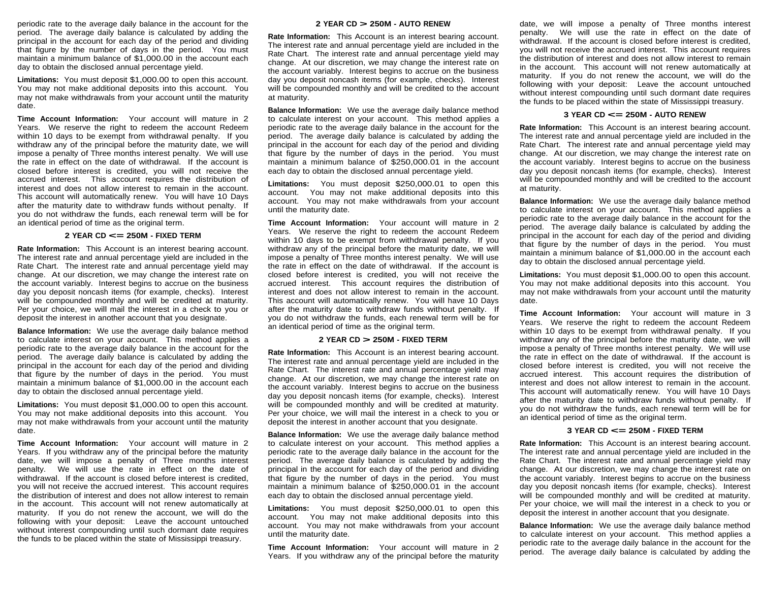periodic rate to the average daily balance in the account for the period. The average daily balance is calculated by adding the principal in the account for each day of the period and dividing that figure by the number of days in the period. You must maintain a minimum balance of $1,000.00 in the account each day to obtain the disclosed annual percentage yield.

**Limitations:** You must deposit $1,000.00 to open this account. You may not make additional deposits into this account. You may not make withdrawals from your account until the maturity date.

**Time Account Information:** Your account will mature in 2 Years. We reserve the right to redeem the account Redeem within 10 days to be exempt from withdrawal penalty. If you withdraw any of the principal before the maturity date, we will impose a penalty of Three months interest penalty. We will use the rate in effect on the date of withdrawal. If the account is closed before interest is credited, you will not receive the accrued interest. This account requires the distribution of interest and does not allow interest to remain in the account. This account will automatically renew. You will have 10 Days after the maturity date to withdraw funds without penalty. If you do not withdraw the funds, each renewal term will be for an identical period of time as the original term.

### 2 YEAR CD <= 250M - FIXED TERM

**Rate Information:** This Account is an interest bearing account. The interest rate and annual percentage yield are included in the Rate Chart. The interest rate and annual percentage yield may change. At our discretion, we may change the interest rate on the account variably. Interest begins to accrue on the business day you deposit noncash items (for example, checks). Interest will be compounded monthly and will be credited at maturity. Per your choice, we will mail the interest in a check to you or deposit the interest in another account that you designate.

**Balance Information:** We use the average daily balance method to calculate interest on your account. This method applies a periodic rate to the average daily balance in the account for the period. The average daily balance is calculated by adding the principal in the account for each day of the period and dividing that figure by the number of days in the period. You must maintain a minimum balance of $1,000.00 in the account each day to obtain the disclosed annual percentage yield.

**Limitations:** You must deposit $1,000.00 to open this account. You may not make additional deposits into this account. You may not make withdrawals from your account until the maturity date.

**Time Account Information:** Your account will mature in 2 Years. If you withdraw any of the principal before the maturity date, we will impose a penalty of Three months interest penalty. We will use the rate in effect on the date of withdrawal. If the account is closed before interest is credited, you will not receive the accrued interest. This account requires the distribution of interest and does not allow interest to remain in the account. This account will not renew automatically at maturity. If you do not renew the account, we will do the following with your deposit: Leave the account untouched without interest compounding until such dormant date requires the funds to be placed within the state of Mississippi treasury.

### 2 YEAR CD > 250M - AUTO RENEW

**Rate Information:** This Account is an interest bearing account. The interest rate and annual percentage yield are included in the Rate Chart. The interest rate and annual percentage yield may change. At our discretion, we may change the interest rate on the account variably. Interest begins to accrue on the business day you deposit noncash items (for example, checks). Interest will be compounded monthly and will be credited to the account at maturity.

**Balance Information:** We use the average daily balance method to calculate interest on your account. This method applies a periodic rate to the average daily balance in the account for the period. The average daily balance is calculated by adding the principal in the account for each day of the period and dividing that figure by the number of days in the period. You must maintain a minimum balance of $250,000.01 in the account each day to obtain the disclosed annual percentage yield.

**Limitations:** You must deposit $250,000.01 to open this account. You may not make additional deposits into this account. You may not make withdrawals from your account until the maturity date.

**Time Account Information:** Your account will mature in 2 Years. We reserve the right to redeem the account Redeem within 10 days to be exempt from withdrawal penalty. If you withdraw any of the principal before the maturity date, we will impose a penalty of Three months interest penalty. We will use the rate in effect on the date of withdrawal. If the account is closed before interest is credited, you will not receive the accrued interest. This account requires the distribution of interest and does not allow interest to remain in the account. This account will automatically renew. You will have 10 Days after the maturity date to withdraw funds without penalty. If you do not withdraw the funds, each renewal term will be for an identical period of time as the original term.

### 2 YEAR CD > 250M - FIXED TERM

**Rate Information:** This Account is an interest bearing account. The interest rate and annual percentage yield are included in the Rate Chart. The interest rate and annual percentage yield may change. At our discretion, we may change the interest rate on the account variably. Interest begins to accrue on the business day you deposit noncash items (for example, checks). Interest will be compounded monthly and will be credited at maturity. Per your choice, we will mail the interest in a check to you or deposit the interest in another account that you designate.

**Balance Information:** We use the average daily balance method to calculate interest on your account. This method applies a periodic rate to the average daily balance in the account for the period. The average daily balance is calculated by adding the principal in the account for each day of the period and dividing that figure by the number of days in the period. You must maintain a minimum balance of $250,000.01 in the account each day to obtain the disclosed annual percentage yield.

**Limitations:** You must deposit $250,000.01 to open this account. You may not make additional deposits into this account. You may not make withdrawals from your account until the maturity date.

**Time Account Information:** Your account will mature in 2 Years. If you withdraw any of the principal before the maturity date, we will impose a penalty of Three months interest penalty. We will use the rate in effect on the date of withdrawal. If the account is closed before interest is credited, you will not receive the accrued interest. This account requires the distribution of interest and does not allow interest to remain in the account. This account will not renew automatically at maturity. If you do not renew the account, we will do the following with your deposit: Leave the account untouched without interest compounding until such dormant date requires the funds to be placed within the state of Mississippi treasury.

### 3 YEAR CD <= 250M - AUTO RENEW

**Rate Information:** This Account is an interest bearing account. The interest rate and annual percentage yield are included in the Rate Chart. The interest rate and annual percentage yield may change. At our discretion, we may change the interest rate on the account variably. Interest begins to accrue on the business day you deposit noncash items (for example, checks). Interest will be compounded monthly and will be credited to the account at maturity.

**Balance Information:** We use the average daily balance method to calculate interest on your account. This method applies a periodic rate to the average daily balance in the account for the period. The average daily balance is calculated by adding the principal in the account for each day of the period and dividing that figure by the number of days in the period. You must maintain a minimum balance of $1,000.00 in the account each day to obtain the disclosed annual percentage yield.

**Limitations:** You must deposit $1,000.00 to open this account. You may not make additional deposits into this account. You may not make withdrawals from your account until the maturity date.

**Time Account Information:** Your account will mature in 3 Years. We reserve the right to redeem the account Redeem within 10 days to be exempt from withdrawal penalty. If you withdraw any of the principal before the maturity date, we will impose a penalty of Three months interest penalty. We will use the rate in effect on the date of withdrawal. If the account is closed before interest is credited, you will not receive the accrued interest. This account requires the distribution of interest and does not allow interest to remain in the account. This account will automatically renew. You will have 10 Days after the maturity date to withdraw funds without penalty. If you do not withdraw the funds, each renewal term will be for an identical period of time as the original term.

### 3 YEAR CD <= 250M - FIXED TERM

**Rate Information:** This Account is an interest bearing account. The interest rate and annual percentage yield are included in the Rate Chart. The interest rate and annual percentage yield may change. At our discretion, we may change the interest rate on the account variably. Interest begins to accrue on the business day you deposit noncash items (for example, checks). Interest will be compounded monthly and will be credited at maturity. Per your choice, we will mail the interest in a check to you or deposit the interest in another account that you designate.

**Balance Information:** We use the average daily balance method to calculate interest on your account. This method applies a periodic rate to the average daily balance in the account for the period. The average daily balance is calculated by adding the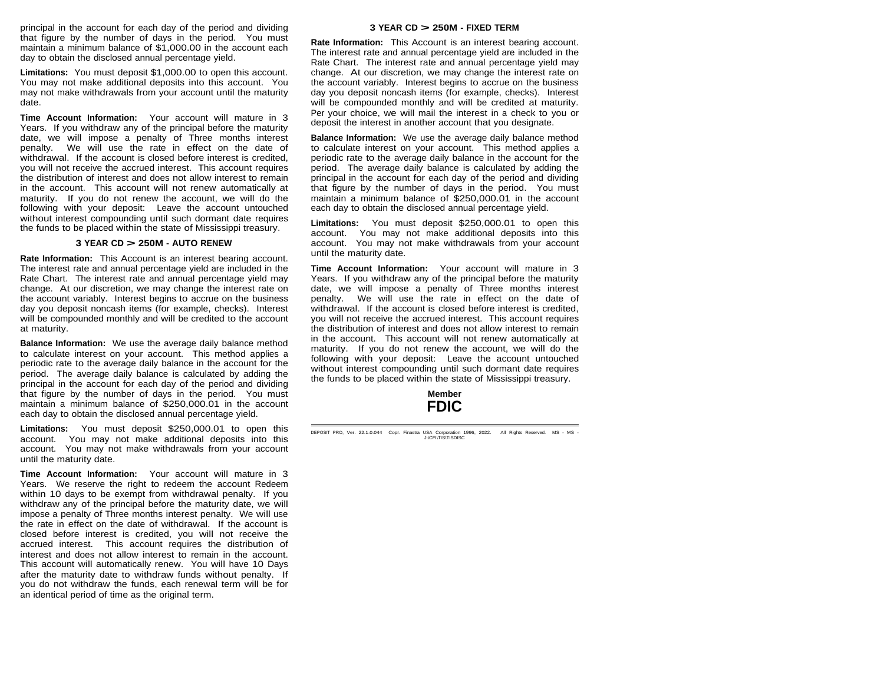principal in the account for each day of the period and dividing that figure by the number of days in the period. You must maintain a minimum balance of $1,000.00 in the account each day to obtain the disclosed annual percentage yield.

**Limitations:** You must deposit $1,000.00 to open this account. You may not make additional deposits into this account. You may not make withdrawals from your account until the maturity date.

**Time Account Information:** Your account will mature in 3 Years. If you withdraw any of the principal before the maturity date, we will impose a penalty of Three months interest penalty. We will use the rate in effect on the date of withdrawal. If the account is closed before interest is credited, you will not receive the accrued interest. This account requires the distribution of interest and does not allow interest to remain in the account. This account will not renew automatically at maturity. If you do not renew the account, we will do the following with your deposit: Leave the account untouched without interest compounding until such dormant date requires the funds to be placed within the state of Mississippi treasury.

### 3 YEAR CD > 250M - AUTO RENEW

**Rate Information:** This Account is an interest bearing account. The interest rate and annual percentage yield are included in the Rate Chart. The interest rate and annual percentage yield may change. At our discretion, we may change the interest rate on the account variably. Interest begins to accrue on the business day you deposit noncash items (for example, checks). Interest will be compounded monthly and will be credited to the account at maturity.

**Balance Information:** We use the average daily balance method to calculate interest on your account. This method applies a periodic rate to the average daily balance in the account for the period. The average daily balance is calculated by adding the principal in the account for each day of the period and dividing that figure by the number of days in the period. You must maintain a minimum balance of $250,000.01 in the account each day to obtain the disclosed annual percentage yield.

**Limitations:** You must deposit $250,000.01 to open this account. You may not make additional deposits into this account. You may not make withdrawals from your account until the maturity date.

**Time Account Information:** Your account will mature in 3 Years. We reserve the right to redeem the account Redeem within 10 days to be exempt from withdrawal penalty. If you withdraw any of the principal before the maturity date, we will impose a penalty of Three months interest penalty. We will use the rate in effect on the date of withdrawal. If the account is closed before interest is credited, you will not receive the accrued interest. This account requires the distribution of interest and does not allow interest to remain in the account. This account will automatically renew. You will have 10 Days after the maturity date to withdraw funds without penalty. If you do not withdraw the funds, each renewal term will be for an identical period of time as the original term.

### 3 YEAR CD > 250M - FIXED TERM

**Rate Information:** This Account is an interest bearing account. The interest rate and annual percentage yield are included in the Rate Chart. The interest rate and annual percentage yield may change. At our discretion, we may change the interest rate on the account variably. Interest begins to accrue on the business day you deposit noncash items (for example, checks). Interest will be compounded monthly and will be credited at maturity. Per your choice, we will mail the interest in a check to you or deposit the interest in another account that you designate.

**Balance Information:** We use the average daily balance method to calculate interest on your account. This method applies a periodic rate to the average daily balance in the account for the period. The average daily balance is calculated by adding the principal in the account for each day of the period and dividing that figure by the number of days in the period. You must maintain a minimum balance of $250,000.01 in the account each day to obtain the disclosed annual percentage yield.

**Limitations:** You must deposit $250,000.01 to open this account. You may not make additional deposits into this account. You may not make withdrawals from your account until the maturity date.

**Time Account Information:** Your account will mature in 3 Years. If you withdraw any of the principal before the maturity date, we will impose a penalty of Three months interest penalty. We will use the rate in effect on the date of withdrawal. If the account is closed before interest is credited, you will not receive the accrued interest. This account requires the distribution of interest and does not allow interest to remain in the account. This account will not renew automatically at maturity. If you do not renew the account, we will do the following with your deposit: Leave the account untouched without interest compounding until such dormant date requires the funds to be placed within the state of Mississippi treasury.

**Member**
**FDIC**

DEPOSIT PRO, Ver. 22.1.0.044 Copr. Finastra USA Corporation 1996, 2022. All Rights Reserved. MS - MS - J:\CFI\TIS\TISDISC